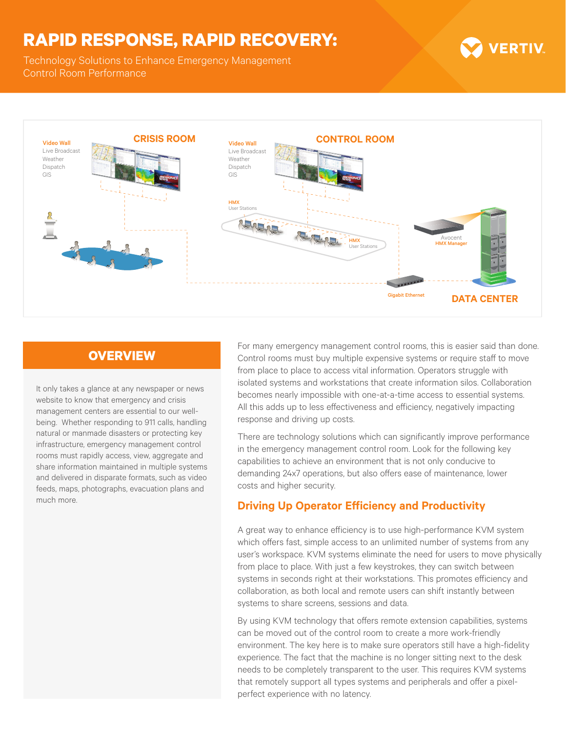# RAPID RESPONSE, RAPID RECOVERY:

Technology Solutions to Enhance Emergency Management Control Room Performance

VERTIV.

CRISIS ROOM

Video Wall
Live Broadcast
Weather
Dispatch
GIS

CONTROL ROOM

Video Wall
Live Broadcast
Weather
Dispatch
GIS

HMX
User Stations

HMX
User Stations

Avocent
HMX Manager

Gigabit Ethernet

DATA CENTER

## OVERVIEW

It only takes a glance at any newspaper or news website to know that emergency and crisis management centers are essential to our well-being. Whether responding to 911 calls, handling natural or manmade disasters or protecting key infrastructure, emergency management control rooms must rapidly access, view, aggregate and share information maintained in multiple systems and delivered in disparate formats, such as video feeds, maps, photographs, evacuation plans and much more.

For many emergency management control rooms, this is easier said than done. Control rooms must buy multiple expensive systems or require staff to move from place to place to access vital information. Operators struggle with isolated systems and workstations that create information silos. Collaboration becomes nearly impossible with one-at-a-time access to essential systems. All this adds up to less effectiveness and efficiency, negatively impacting response and driving up costs.

There are technology solutions which can significantly improve performance in the emergency management control room. Look for the following key capabilities to achieve an environment that is not only conducive to demanding 24x7 operations, but also offers ease of maintenance, lower costs and higher security.

### Driving Up Operator Efficiency and Productivity

A great way to enhance efficiency is to use high-performance KVM system which offers fast, simple access to an unlimited number of systems from any user's workspace. KVM systems eliminate the need for users to move physically from place to place. With just a few keystrokes, they can switch between systems in seconds right at their workstations. This promotes efficiency and collaboration, as both local and remote users can shift instantly between systems to share screens, sessions and data.

By using KVM technology that offers remote extension capabilities, systems can be moved out of the control room to create a more work-friendly environment. The key here is to make sure operators still have a high-fidelity experience. The fact that the machine is no longer sitting next to the desk needs to be completely transparent to the user. This requires KVM systems that remotely support all types systems and peripherals and offer a pixel-perfect experience with no latency.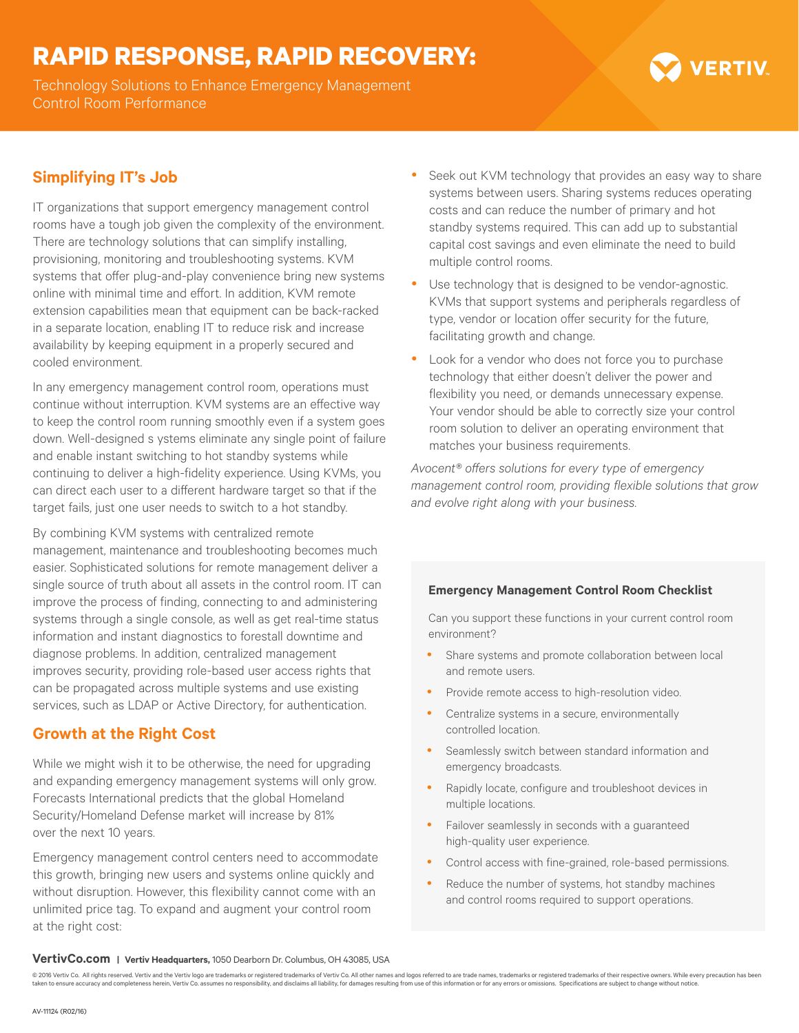# RAPID RESPONSE, RAPID RECOVERY:

Technology Solutions to Enhance Emergency Management Control Room Performance

## Simplifying IT's Job

IT organizations that support emergency management control rooms have a tough job given the complexity of the environment. There are technology solutions that can simplify installing, provisioning, monitoring and troubleshooting systems. KVM systems that offer plug-and-play convenience bring new systems online with minimal time and effort. In addition, KVM remote extension capabilities mean that equipment can be back-racked in a separate location, enabling IT to reduce risk and increase availability by keeping equipment in a properly secured and cooled environment.

In any emergency management control room, operations must continue without interruption. KVM systems are an effective way to keep the control room running smoothly even if a system goes down. Well-designed s ystems eliminate any single point of failure and enable instant switching to hot standby systems while continuing to deliver a high-fidelity experience. Using KVMs, you can direct each user to a different hardware target so that if the target fails, just one user needs to switch to a hot standby.

By combining KVM systems with centralized remote management, maintenance and troubleshooting becomes much easier. Sophisticated solutions for remote management deliver a single source of truth about all assets in the control room. IT can improve the process of finding, connecting to and administering systems through a single console, as well as get real-time status information and instant diagnostics to forestall downtime and diagnose problems. In addition, centralized management improves security, providing role-based user access rights that can be propagated across multiple systems and use existing services, such as LDAP or Active Directory, for authentication.

## Growth at the Right Cost

While we might wish it to be otherwise, the need for upgrading and expanding emergency management systems will only grow. Forecasts International predicts that the global Homeland Security/Homeland Defense market will increase by 81% over the next 10 years.

Emergency management control centers need to accommodate this growth, bringing new users and systems online quickly and without disruption. However, this flexibility cannot come with an unlimited price tag. To expand and augment your control room at the right cost:

- Seek out KVM technology that provides an easy way to share systems between users. Sharing systems reduces operating costs and can reduce the number of primary and hot standby systems required. This can add up to substantial capital cost savings and even eliminate the need to build multiple control rooms.
- Use technology that is designed to be vendor-agnostic. KVMs that support systems and peripherals regardless of type, vendor or location offer security for the future, facilitating growth and change.
- Look for a vendor who does not force you to purchase technology that either doesn't deliver the power and flexibility you need, or demands unnecessary expense. Your vendor should be able to correctly size your control room solution to deliver an operating environment that matches your business requirements.

*Avocent® offers solutions for every type of emergency management control room, providing flexible solutions that grow and evolve right along with your business.*

**Emergency Management Control Room Checklist**

Can you support these functions in your current control room environment?

- Share systems and promote collaboration between local and remote users.
- Provide remote access to high-resolution video.
- Centralize systems in a secure, environmentally controlled location.
- Seamlessly switch between standard information and emergency broadcasts.
- Rapidly locate, configure and troubleshoot devices in multiple locations.
- Failover seamlessly in seconds with a guaranteed high-quality user experience.
- Control access with fine-grained, role-based permissions.
- Reduce the number of systems, hot standby machines and control rooms required to support operations.

**VertivCo.com** | **Vertiv Headquarters,** 1050 Dearborn Dr. Columbus, OH 43085, USA

© 2016 Vertiv Co. All rights reserved. Vertiv and the Vertiv logo are trademarks or registered trademarks of Vertiv Co. All other names and logos referred to are trade names, trademarks or registered trademarks of their respective owners. While every precaution has been taken to ensure accuracy and completeness herein, Vertiv Co. assumes no responsibility, and disclaims all liability, for damages resulting from use of this information or for any errors or omissions. Specifications are subject to change without notice.

AV-11124 (R02/16)